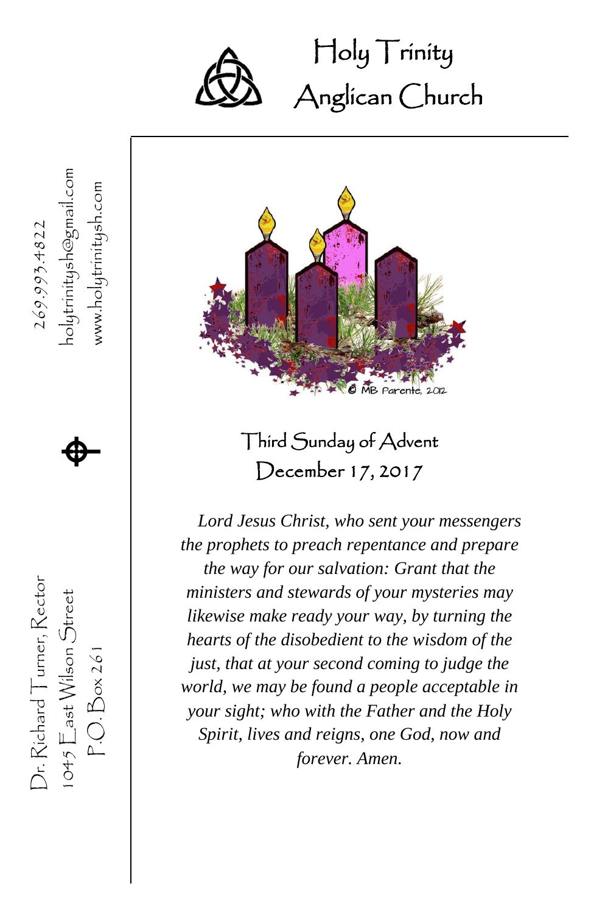# Holy Trinity Anglican Church

269.993.4822
holytrinitysh@gmail.com
www.holytrinitysh.com

Dr. Richard Turner, Rector
1045 East Wilson Street
P.O. Box 261

© MB Parente, 2012

## Third Sunday of Advent
## December 17, 2017

*Lord Jesus Christ, who sent your messengers the prophets to preach repentance and prepare the way for our salvation: Grant that the ministers and stewards of your mysteries may likewise make ready your way, by turning the hearts of the disobedient to the wisdom of the just, that at your second coming to judge the world, we may be found a people acceptable in your sight; who with the Father and the Holy Spirit, lives and reigns, one God, now and forever. Amen.*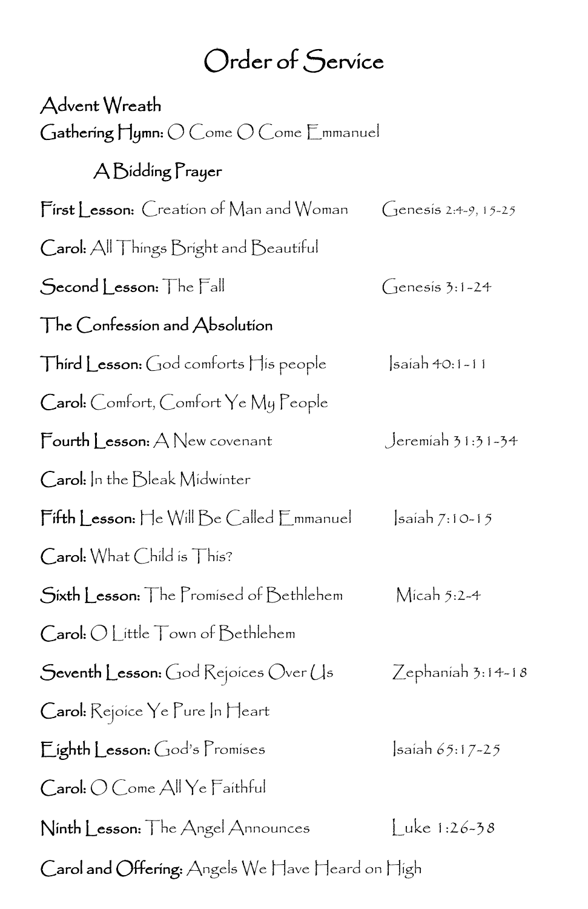# Order of Service

**Advent Wreath**

**Gathering Hymn:** O Come O Come Emmanuel

**A Bidding Prayer**

**First Lesson:** Creation of Man and Woman — Genesis 2:4-9, 15-25

**Carol:** All Things Bright and Beautiful

**Second Lesson:** The Fall — Genesis 3:1-24

**The Confession and Absolution**

**Third Lesson:** God comforts His people — Isaiah 40:1-11

**Carol:** Comfort, Comfort Ye My People

**Fourth Lesson:** A New covenant — Jeremiah 31:31-34

**Carol:** In the Bleak Midwinter

**Fifth Lesson:** He Will Be Called Emmanuel — Isaiah 7:10-15

**Carol:** What Child is This?

**Sixth Lesson:** The Promised of Bethlehem — Micah 5:2-4

**Carol:** O Little Town of Bethlehem

**Seventh Lesson:** God Rejoices Over Us — Zephaniah 3:14-18

**Carol:** Rejoice Ye Pure In Heart

**Eighth Lesson:** God's Promises — Isaiah 65:17-25

**Carol:** O Come All Ye Faithful

**Ninth Lesson:** The Angel Announces — Luke 1:26-38

**Carol and Offering:** Angels We Have Heard on High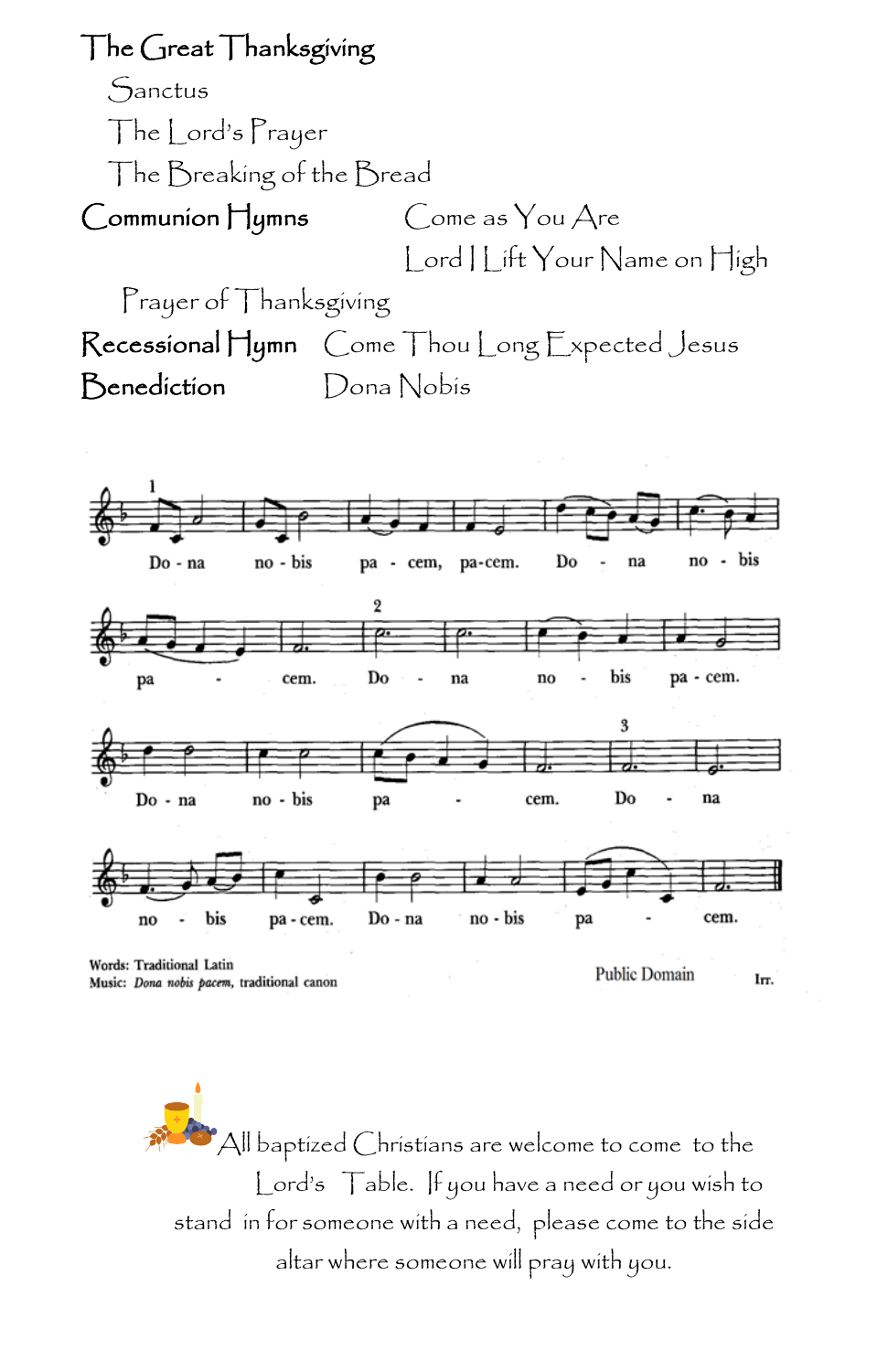**The Great Thanksgiving**

Sanctus

The Lord's Prayer

The Breaking of the Bread

**Communion Hymns** — Come as You Are

Lord I Lift Your Name on High

Prayer of Thanksgiving

**Recessional Hymn** — Come Thou Long Expected Jesus

**Benediction** — Dona Nobis

1 Do - na no - bis pa - cem, pa-cem. Do - na no - bis pa - cem.

2 Do - na no - bis pa - cem. Do - na no - bis pa - cem.

3 Do - na no - bis pa - cem. Do - na no - bis pa - cem.

Words: Traditional Latin
Music: *Dona nobis pacem*, traditional canon

Public Domain

Irr.

All baptized Christians are welcome to come to the Lord's Table. If you have a need or you wish to stand in for someone with a need, please come to the side altar where someone will pray with you.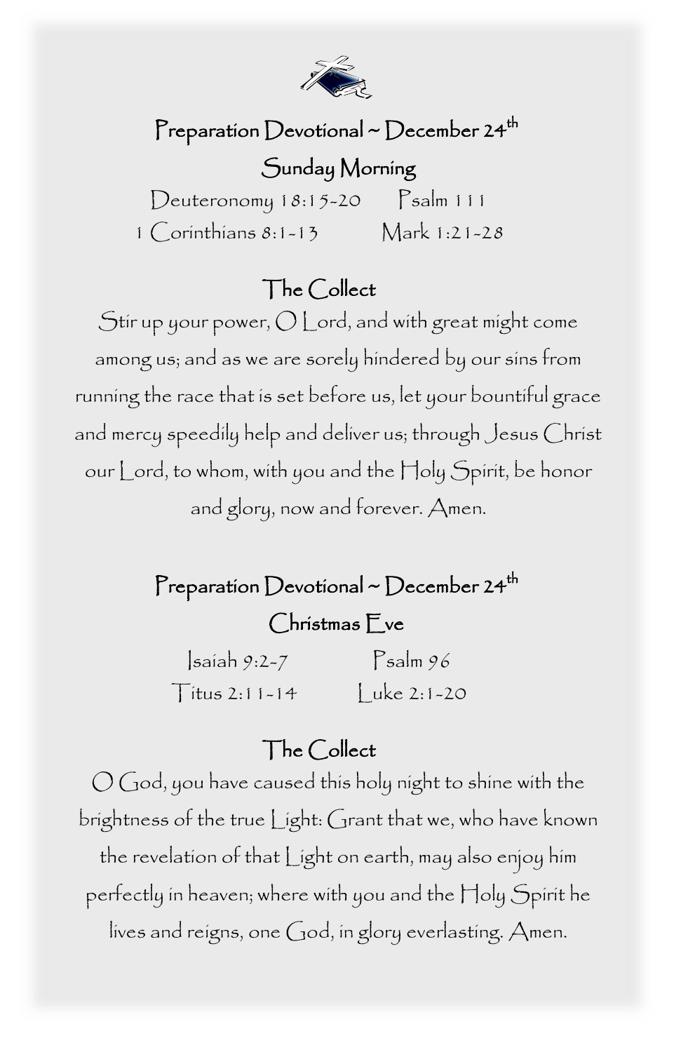## Preparation Devotional ~ December 24th

### Sunday Morning

Deuteronomy 18:15-20 Psalm 111

1 Corinthians 8:1-13 Mark 1:21-28

### The Collect

Stir up your power, O Lord, and with great might come among us; and as we are sorely hindered by our sins from running the race that is set before us, let your bountiful grace and mercy speedily help and deliver us; through Jesus Christ our Lord, to whom, with you and the Holy Spirit, be honor and glory, now and forever. Amen.

## Preparation Devotional ~ December 24th

### Christmas Eve

Isaiah 9:2-7 Psalm 96

Titus 2:11-14 Luke 2:1-20

### The Collect

O God, you have caused this holy night to shine with the brightness of the true Light: Grant that we, who have known the revelation of that Light on earth, may also enjoy him perfectly in heaven; where with you and the Holy Spirit he lives and reigns, one God, in glory everlasting. Amen.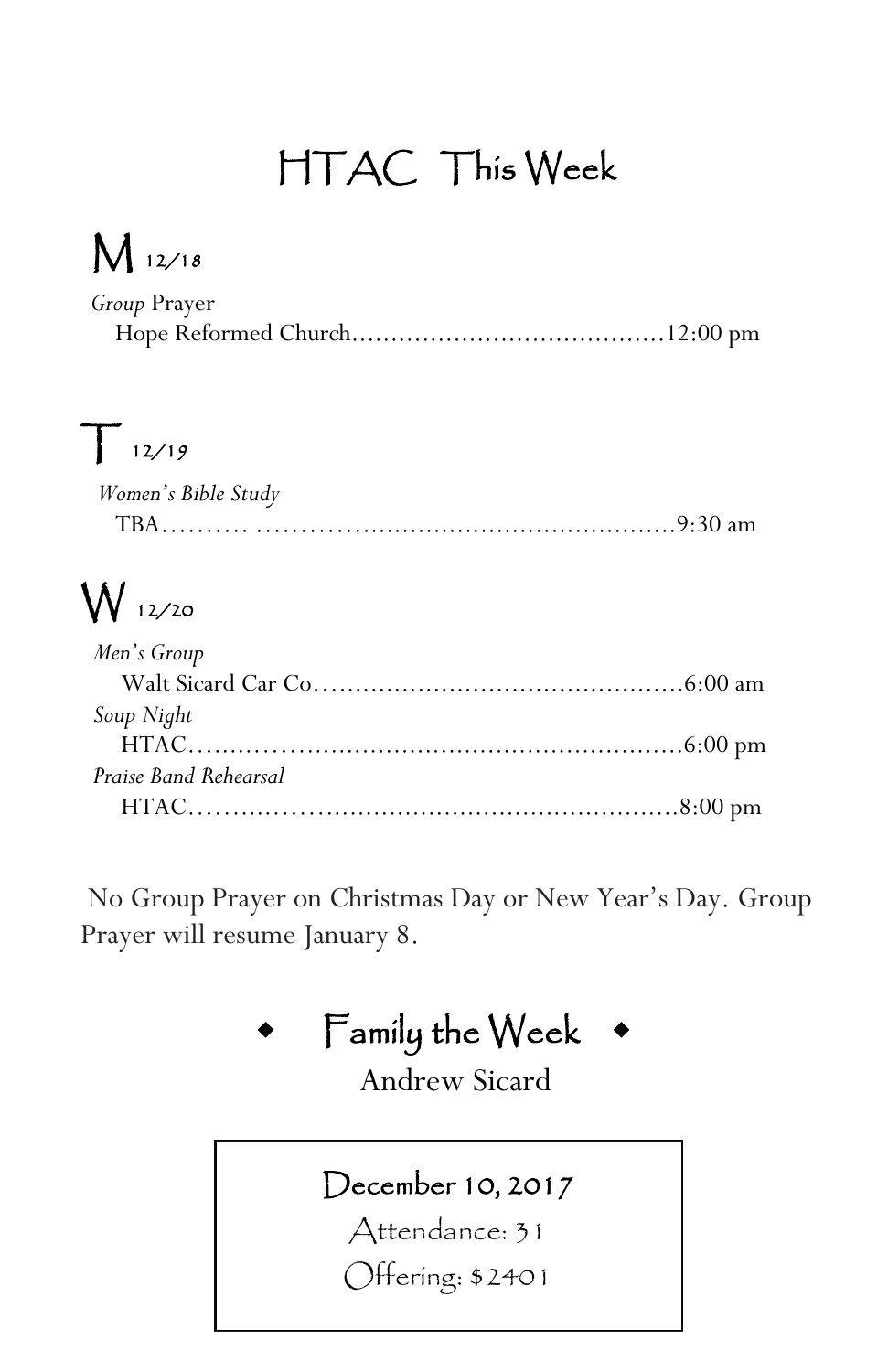# HTAC This Week

## M 12/18

*Group* Prayer
Hope Reformed Church……………………………………12:00 pm

## T 12/19

*Women's Bible Study*
TBA………. ………………………………………………9:30 am

## W 12/20

*Men's Group*
Walt Sicard Car Co…………………………………………6:00 am

*Soup Night*
HTAC………………………………………………………6:00 pm

*Praise Band Rehearsal*
HTAC………………………………………………………8:00 pm

No Group Prayer on Christmas Day or New Year's Day. Group Prayer will resume January 8.

## ◆ Family the Week ◆

Andrew Sicard

**December 10, 2017**

Attendance: 31

Offering: $2401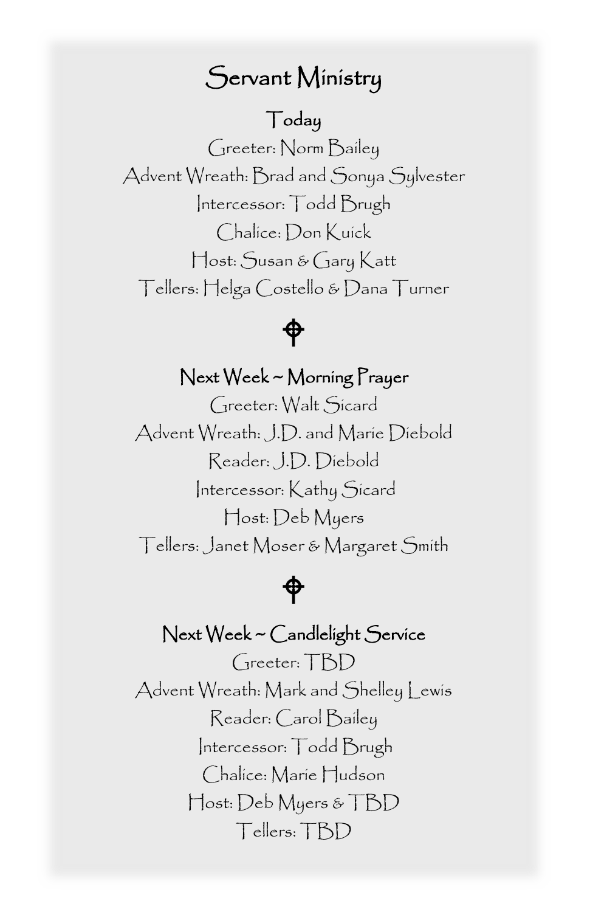# Servant Ministry

## Today

Greeter: Norm Bailey

Advent Wreath: Brad and Sonya Sylvester

Intercessor: Todd Brugh

Chalice: Don Kuick

Host: Susan & Gary Katt

Tellers: Helga Costello & Dana Turner

## Next Week ~ Morning Prayer

Greeter: Walt Sicard

Advent Wreath: J.D. and Marie Diebold

Reader: J.D. Diebold

Intercessor: Kathy Sicard

Host: Deb Myers

Tellers: Janet Moser & Margaret Smith

## Next Week ~ Candlelight Service

Greeter: TBD

Advent Wreath: Mark and Shelley Lewis

Reader: Carol Bailey

Intercessor: Todd Brugh

Chalice: Marie Hudson

Host: Deb Myers & TBD

Tellers: TBD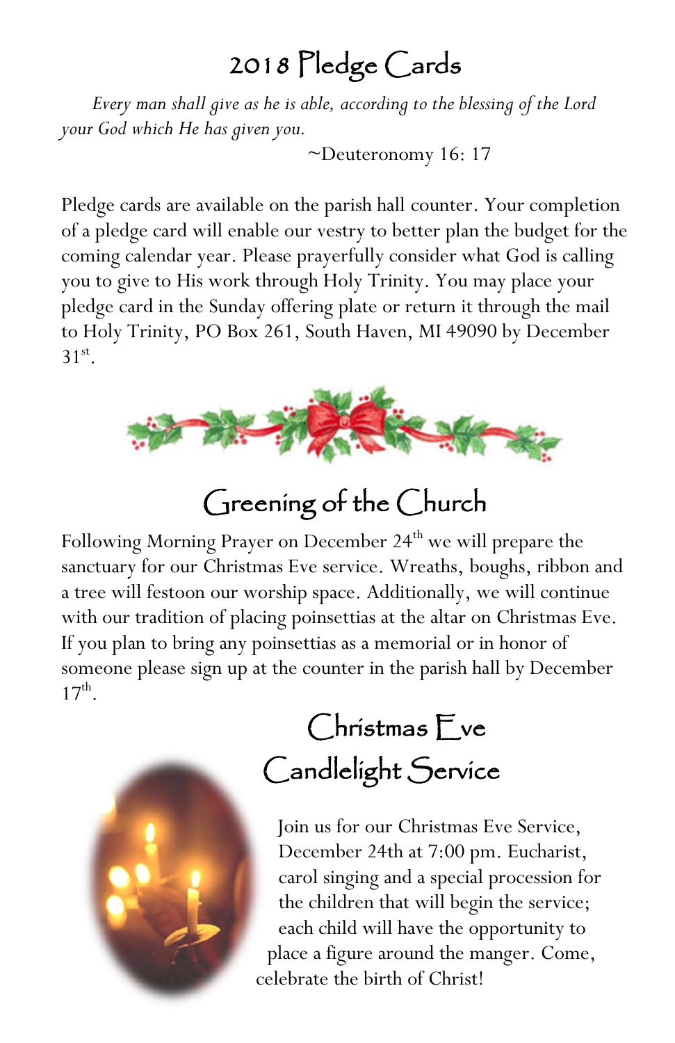## 2018 Pledge Cards

*Every man shall give as he is able, according to the blessing of the Lord your God which He has given you.*

~Deuteronomy 16: 17

Pledge cards are available on the parish hall counter. Your completion of a pledge card will enable our vestry to better plan the budget for the coming calendar year. Please prayerfully consider what God is calling you to give to His work through Holy Trinity. You may place your pledge card in the Sunday offering plate or return it through the mail to Holy Trinity, PO Box 261, South Haven, MI 49090 by December 31st.

## Greening of the Church

Following Morning Prayer on December 24th we will prepare the sanctuary for our Christmas Eve service. Wreaths, boughs, ribbon and a tree will festoon our worship space. Additionally, we will continue with our tradition of placing poinsettias at the altar on Christmas Eve. If you plan to bring any poinsettias as a memorial or in honor of someone please sign up at the counter in the parish hall by December 17th.

## Christmas Eve Candlelight Service

Join us for our Christmas Eve Service, December 24th at 7:00 pm. Eucharist, carol singing and a special procession for the children that will begin the service; each child will have the opportunity to place a figure around the manger. Come, celebrate the birth of Christ!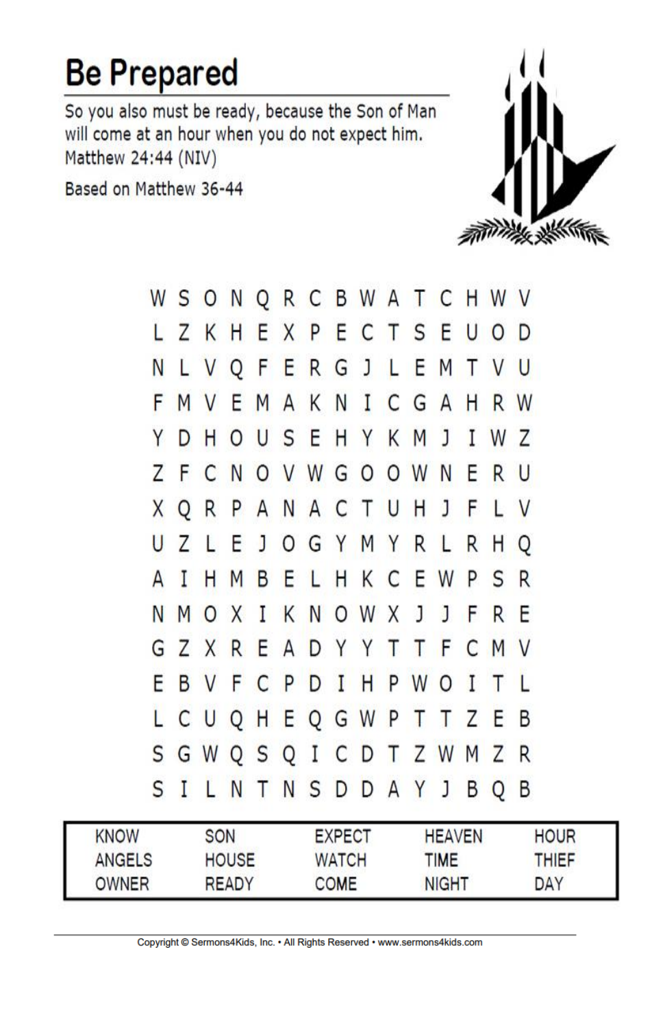# Be Prepared

So you also must be ready, because the Son of Man will come at an hour when you do not expect him. Matthew 24:44 (NIV)

Based on Matthew 36-44

```
W S O N Q R C B W A T C H W V
L Z K H E X P E C T S E U O D
N L V Q F E R G J L E M T V U
F M V E M A K N I C G A H R W
Y D H O U S E H Y K M J I W Z
Z F C N O V W G O O W N E R U
X Q R P A N A C T U H J F L V
U Z L E J O G Y M Y R L R H Q
A I H M B E L H K C E W P S R
N M O X I K N O W X J J F R E
G Z X R E A D Y Y T T F C M V
E B V F C P D I H P W O I T L
L C U Q H E Q G W P T T Z E B
S G W Q S Q I C D T Z W M Z R
S I L N T N S D D A Y J B Q B
```

| | | | | |
|---|---|---|---|---|
| KNOW | SON | EXPECT | HEAVEN | HOUR |
| ANGELS | HOUSE | WATCH | TIME | THIEF |
| OWNER | READY | COME | NIGHT | DAY |

Copyright © Sermons4Kids, Inc. • All Rights Reserved • www.sermons4kids.com